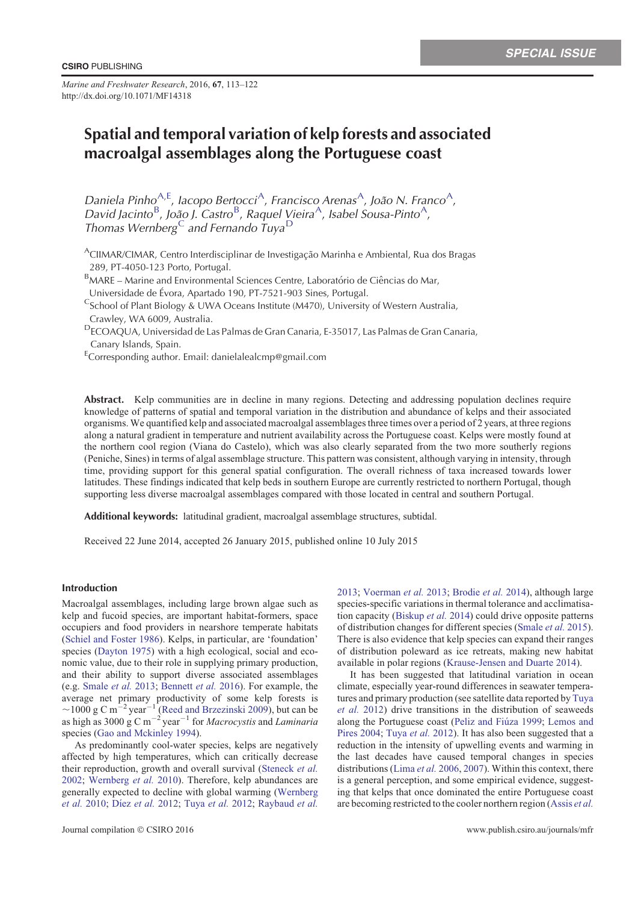# Spatial and temporal variation of kelp forests and associated macroalgal assemblages along the Portuguese coast

*Daniela Pinho*[A,E], *Iacopo Bertocci*[A], *Francisco Arenas*[A], *João N. Franco*[A], *David Jacinto*[B], *João J. Castro*[B], *Raquel Vieira*[A], *Isabel Sousa-Pinto*[A], *Thomas Wernberg*[C] and *Fernando Tuya*[D]

[A]CIIMAR/CIMAR, Centro Interdisciplinar de Investigação Marinha e Ambiental, Rua dos Bragas 289, PT-4050-123 Porto, Portugal.

[B]MARE – Marine and Environmental Sciences Centre, Laboratório de Ciências do Mar, Universidade de Évora, Apartado 190, PT-7521-903 Sines, Portugal.

[C]School of Plant Biology & UWA Oceans Institute (M470), University of Western Australia, Crawley, WA 6009, Australia.

[D]ECOAQUA, Universidad de Las Palmas de Gran Canaria, E-35017, Las Palmas de Gran Canaria, Canary Islands, Spain.

[E]Corresponding author. Email: danielalealcmp@gmail.com

**Abstract.** Kelp communities are in decline in many regions. Detecting and addressing population declines require knowledge of patterns of spatial and temporal variation in the distribution and abundance of kelps and their associated organisms. We quantified kelp and associated macroalgal assemblages three times over a period of 2 years, at three regions along a natural gradient in temperature and nutrient availability across the Portuguese coast. Kelps were mostly found at the northern cool region (Viana do Castelo), which was also clearly separated from the two more southerly regions (Peniche, Sines) in terms of algal assemblage structure. This pattern was consistent, although varying in intensity, through time, providing support for this general spatial configuration. The overall richness of taxa increased towards lower latitudes. These findings indicated that kelp beds in southern Europe are currently restricted to northern Portugal, though supporting less diverse macroalgal assemblages compared with those located in central and southern Portugal.

**Additional keywords:** latitudinal gradient, macroalgal assemblage structures, subtidal.

Received 22 June 2014, accepted 26 January 2015, published online 10 July 2015

## Introduction

Macroalgal assemblages, including large brown algae such as kelp and fucoid species, are important habitat-formers, space occupiers and food providers in nearshore temperate habitats (Schiel and Foster 1986). Kelps, in particular, are 'foundation' species (Dayton 1975) with a high ecological, social and economic value, due to their role in supplying primary production, and their ability to support diverse associated assemblages (e.g. Smale *et al.* 2013; Bennett *et al.* 2016). For example, the average net primary productivity of some kelp forests is ~1000 g C $m^{-2}$ $year^{-1}$ (Reed and Brzezinski 2009), but can be as high as 3000 g C $m^{-2}$ $year^{-1}$ for *Macrocystis* and *Laminaria* species (Gao and Mckinley 1994).

As predominantly cool-water species, kelps are negatively affected by high temperatures, which can critically decrease their reproduction, growth and overall survival (Steneck *et al.* 2002; Wernberg *et al.* 2010). Therefore, kelp abundances are generally expected to decline with global warming (Wernberg *et al.* 2010; Díez *et al.* 2012; Tuya *et al.* 2012; Raybaud *et al.* 2013; Voerman *et al.* 2013; Brodie *et al.* 2014), although large species-specific variations in thermal tolerance and acclimatisation capacity (Biskup *et al.* 2014) could drive opposite patterns of distribution changes for different species (Smale *et al.* 2015). There is also evidence that kelp species can expand their ranges of distribution poleward as ice retreats, making new habitat available in polar regions (Krause-Jensen and Duarte 2014).

It has been suggested that latitudinal variation in ocean climate, especially year-round differences in seawater temperatures and primary production (see satellite data reported by Tuya *et al.* 2012) drive transitions in the distribution of seaweeds along the Portuguese coast (Peliz and Fiúza 1999; Lemos and Pires 2004; Tuya *et al.* 2012). It has also been suggested that a reduction in the intensity of upwelling events and warming in the last decades have caused temporal changes in species distributions (Lima *et al.* 2006, 2007). Within this context, there is a general perception, and some empirical evidence, suggesting that kelps that once dominated the entire Portuguese coast are becoming restricted to the cooler northern region (Assis *et al.*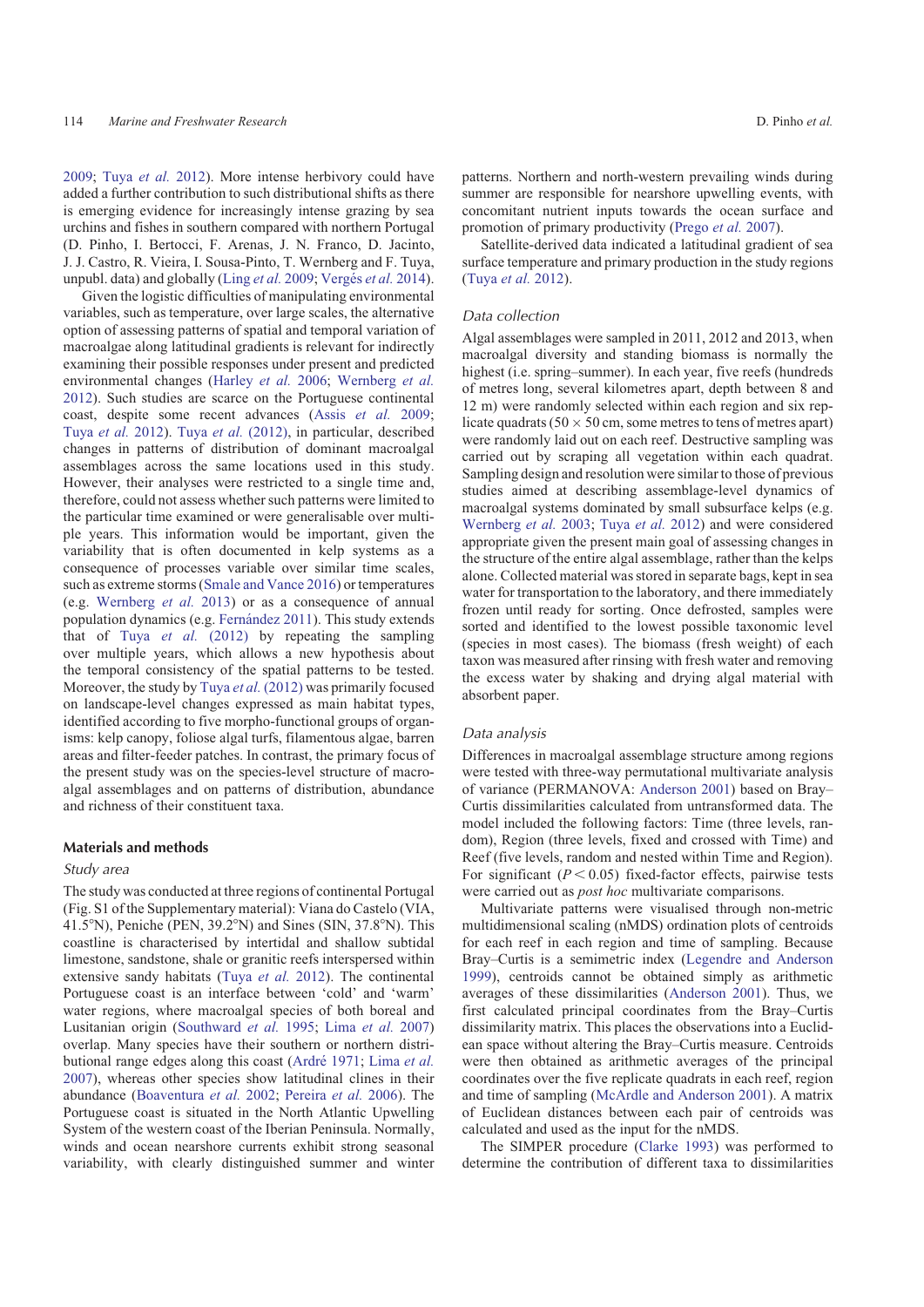2009; Tuya *et al.* 2012). More intense herbivory could have added a further contribution to such distributional shifts as there is emerging evidence for increasingly intense grazing by sea urchins and fishes in southern compared with northern Portugal (D. Pinho, I. Bertocci, F. Arenas, J. N. Franco, D. Jacinto, J. J. Castro, R. Vieira, I. Sousa-Pinto, T. Wernberg and F. Tuya, unpubl. data) and globally (Ling *et al.* 2009; Vergés *et al.* 2014).

Given the logistic difficulties of manipulating environmental variables, such as temperature, over large scales, the alternative option of assessing patterns of spatial and temporal variation of macroalgae along latitudinal gradients is relevant for indirectly examining their possible responses under present and predicted environmental changes (Harley *et al.* 2006; Wernberg *et al.* 2012). Such studies are scarce on the Portuguese continental coast, despite some recent advances (Assis *et al.* 2009; Tuya *et al.* 2012). Tuya *et al.* (2012), in particular, described changes in patterns of distribution of dominant macroalgal assemblages across the same locations used in this study. However, their analyses were restricted to a single time and, therefore, could not assess whether such patterns were limited to the particular time examined or were generalisable over multiple years. This information would be important, given the variability that is often documented in kelp systems as a consequence of processes variable over similar time scales, such as extreme storms (Smale and Vance 2016) or temperatures (e.g. Wernberg *et al.* 2013) or as a consequence of annual population dynamics (e.g. Fernández 2011). This study extends that of Tuya *et al.* (2012) by repeating the sampling over multiple years, which allows a new hypothesis about the temporal consistency of the spatial patterns to be tested. Moreover, the study by Tuya *et al.* (2012) was primarily focused on landscape-level changes expressed as main habitat types, identified according to five morpho-functional groups of organisms: kelp canopy, foliose algal turfs, filamentous algae, barren areas and filter-feeder patches. In contrast, the primary focus of the present study was on the species-level structure of macroalgal assemblages and on patterns of distribution, abundance and richness of their constituent taxa.

## Materials and methods

### Study area

The study was conducted at three regions of continental Portugal (Fig. S1 of the Supplementary material): Viana do Castelo (VIA, 41.5°N), Peniche (PEN, 39.2°N) and Sines (SIN, 37.8°N). This coastline is characterised by intertidal and shallow subtidal limestone, sandstone, shale or granitic reefs interspersed within extensive sandy habitats (Tuya *et al.* 2012). The continental Portuguese coast is an interface between 'cold' and 'warm' water regions, where macroalgal species of both boreal and Lusitanian origin (Southward *et al.* 1995; Lima *et al.* 2007) overlap. Many species have their southern or northern distributional range edges along this coast (Ardré 1971; Lima *et al.* 2007), whereas other species show latitudinal clines in their abundance (Boaventura *et al.* 2002; Pereira *et al.* 2006). The Portuguese coast is situated in the North Atlantic Upwelling System of the western coast of the Iberian Peninsula. Normally, winds and ocean nearshore currents exhibit strong seasonal variability, with clearly distinguished summer and winter patterns. Northern and north-western prevailing winds during summer are responsible for nearshore upwelling events, with concomitant nutrient inputs towards the ocean surface and promotion of primary productivity (Prego *et al.* 2007).

Satellite-derived data indicated a latitudinal gradient of sea surface temperature and primary production in the study regions (Tuya *et al.* 2012).

### Data collection

Algal assemblages were sampled in 2011, 2012 and 2013, when macroalgal diversity and standing biomass is normally the highest (i.e. spring–summer). In each year, five reefs (hundreds of metres long, several kilometres apart, depth between 8 and 12 m) were randomly selected within each region and six replicate quadrats ($50 \times 50$ cm, some metres to tens of metres apart) were randomly laid out on each reef. Destructive sampling was carried out by scraping all vegetation within each quadrat. Sampling design and resolution were similar to those of previous studies aimed at describing assemblage-level dynamics of macroalgal systems dominated by small subsurface kelps (e.g. Wernberg *et al.* 2003; Tuya *et al.* 2012) and were considered appropriate given the present main goal of assessing changes in the structure of the entire algal assemblage, rather than the kelps alone. Collected material was stored in separate bags, kept in sea water for transportation to the laboratory, and there immediately frozen until ready for sorting. Once defrosted, samples were sorted and identified to the lowest possible taxonomic level (species in most cases). The biomass (fresh weight) of each taxon was measured after rinsing with fresh water and removing the excess water by shaking and drying algal material with absorbent paper.

### Data analysis

Differences in macroalgal assemblage structure among regions were tested with three-way permutational multivariate analysis of variance (PERMANOVA: Anderson 2001) based on Bray–Curtis dissimilarities calculated from untransformed data. The model included the following factors: Time (three levels, random), Region (three levels, fixed and crossed with Time) and Reef (five levels, random and nested within Time and Region). For significant ($P < 0.05$) fixed-factor effects, pairwise tests were carried out as *post hoc* multivariate comparisons.

Multivariate patterns were visualised through non-metric multidimensional scaling (nMDS) ordination plots of centroids for each reef in each region and time of sampling. Because Bray–Curtis is a semimetric index (Legendre and Anderson 1999), centroids cannot be obtained simply as arithmetic averages of these dissimilarities (Anderson 2001). Thus, we first calculated principal coordinates from the Bray–Curtis dissimilarity matrix. This places the observations into a Euclidean space without altering the Bray–Curtis measure. Centroids were then obtained as arithmetic averages of the principal coordinates over the five replicate quadrats in each reef, region and time of sampling (McArdle and Anderson 2001). A matrix of Euclidean distances between each pair of centroids was calculated and used as the input for the nMDS.

The SIMPER procedure (Clarke 1993) was performed to determine the contribution of different taxa to dissimilarities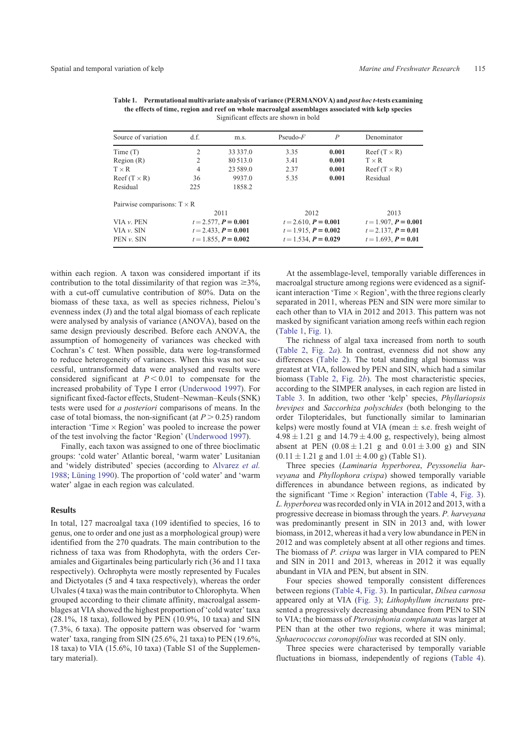**Table 1. Permutational multivariate analysis of variance (PERMANOVA) and *post hoc t*-tests examining the effects of time, region and reef on whole macroalgal assemblages associated with kelp species**
Significant effects are shown in bold

| Source of variation | d.f. | m.s. | Pseudo-*F* | *P* | Denominator |
|---|---|---|---|---|---|
| Time (T) | 2 | 33 337.0 | 3.35 | **0.001** | Reef (T × R) |
| Region (R) | 2 | 80 513.0 | 3.41 | **0.001** | T × R |
| T × R | 4 | 23 589.0 | 2.37 | **0.001** | Reef (T × R) |
| Reef (T × R) | 36 | 9937.0 | 5.35 | **0.001** | Residual |
| Residual | 225 | 1858.2 | | | |

Pairwise comparisons: T × R

| | 2011 | 2012 | 2013 |
|---|---|---|---|
| VIA *v.* PEN | $t = 2.577$, $\mathbf{P = 0.001}$ | $t = 2.610$, $\mathbf{P = 0.001}$ | $t = 1.907$, $\mathbf{P = 0.001}$ |
| VIA *v.* SIN | $t = 2.433$, $\mathbf{P = 0.001}$ | $t = 1.915$, $\mathbf{P = 0.002}$ | $t = 2.137$, $\mathbf{P = 0.01}$ |
| PEN *v.* SIN | $t = 1.855$, $\mathbf{P = 0.002}$ | $t = 1.534$, $\mathbf{P = 0.029}$ | $t = 1.693$, $\mathbf{P = 0.01}$ |

within each region. A taxon was considered important if its contribution to the total dissimilarity of that region was ≥3%, with a cut-off cumulative contribution of 80%. Data on the biomass of these taxa, as well as species richness, Pielou's evenness index (J) and the total algal biomass of each replicate were analysed by analysis of variance (ANOVA), based on the same design previously described. Before each ANOVA, the assumption of homogeneity of variances was checked with Cochran's *C* test. When possible, data were log-transformed to reduce heterogeneity of variances. When this was not successful, untransformed data were analysed and results were considered significant at $P < 0.01$ to compensate for the increased probability of Type I error (Underwood 1997). For significant fixed-factor effects, Student–Newman–Keuls (SNK) tests were used for *a posteriori* comparisons of means. In the case of total biomass, the non-significant (at $P > 0.25$) random interaction 'Time × Region' was pooled to increase the power of the test involving the factor 'Region' (Underwood 1997).

Finally, each taxon was assigned to one of three bioclimatic groups: 'cold water' Atlantic boreal, 'warm water' Lusitanian and 'widely distributed' species (according to Alvarez *et al.* 1988; Lüning 1990). The proportion of 'cold water' and 'warm water' algae in each region was calculated.

## Results

In total, 127 macroalgal taxa (109 identified to species, 16 to genus, one to order and one just as a morphological group) were identified from the 270 quadrats. The main contribution to the richness of taxa was from Rhodophyta, with the orders Ceramiales and Gigartinales being particularly rich (36 and 11 taxa respectively). Ochrophyta were mostly represented by Fucales and Dictyotales (5 and 4 taxa respectively), whereas the order Ulvales (4 taxa) was the main contributor to Chlorophyta. When grouped according to their climate affinity, macroalgal assemblages at VIA showed the highest proportion of 'cold water' taxa (28.1%, 18 taxa), followed by PEN (10.9%, 10 taxa) and SIN (7.3%, 6 taxa). The opposite pattern was observed for 'warm water' taxa, ranging from SIN (25.6%, 21 taxa) to PEN (19.6%, 18 taxa) to VIA (15.6%, 10 taxa) (Table S1 of the Supplementary material).

At the assemblage-level, temporally variable differences in macroalgal structure among regions were evidenced as a significant interaction 'Time × Region', with the three regions clearly separated in 2011, whereas PEN and SIN were more similar to each other than to VIA in 2012 and 2013. This pattern was not masked by significant variation among reefs within each region (Table 1, Fig. 1).

The richness of algal taxa increased from north to south (Table 2, Fig. 2*a*). In contrast, evenness did not show any differences (Table 2). The total standing algal biomass was greatest at VIA, followed by PEN and SIN, which had a similar biomass (Table 2, Fig. 2*b*). The most characteristic species, according to the SIMPER analyses, in each region are listed in Table 3. In addition, two other 'kelp' species, *Phyllariopsis brevipes* and *Saccorhiza polyschides* (both belonging to the order Tilopteridales, but functionally similar to laminarian kelps) were mostly found at VIA (mean ± s.e. fresh weight of $4.98 \pm 1.21$ g and $14.79 \pm 4.00$ g, respectively), being almost absent at PEN ($0.08 \pm 1.21$ g and $0.01 \pm 3.00$ g) and SIN ($0.11 \pm 1.21$ g and $1.01 \pm 4.00$ g) (Table S1).

Three species (*Laminaria hyperborea*, *Peyssonelia harveyana* and *Phyllophora crispa*) showed temporally variable differences in abundance between regions, as indicated by the significant 'Time × Region' interaction (Table 4, Fig. 3). *L. hyperborea* was recorded only in VIA in 2012 and 2013, with a progressive decrease in biomass through the years. *P. harveyana* was predominantly present in SIN in 2013 and, with lower biomass, in 2012, whereas it had a very low abundance in PEN in 2012 and was completely absent at all other regions and times. The biomass of *P. crispa* was larger in VIA compared to PEN and SIN in 2011 and 2013, whereas in 2012 it was equally abundant in VIA and PEN, but absent in SIN.

Four species showed temporally consistent differences between regions (Table 4, Fig. 3). In particular, *Dilsea carnosa* appeared only at VIA (Fig. 3); *Lithophyllum incrustans* presented a progressively decreasing abundance from PEN to SIN to VIA; the biomass of *Pterosiphonia complanata* was larger at PEN than at the other two regions, where it was minimal; *Sphaerococcus coronopifolius* was recorded at SIN only.

Three species were characterised by temporally variable fluctuations in biomass, independently of regions (Table 4).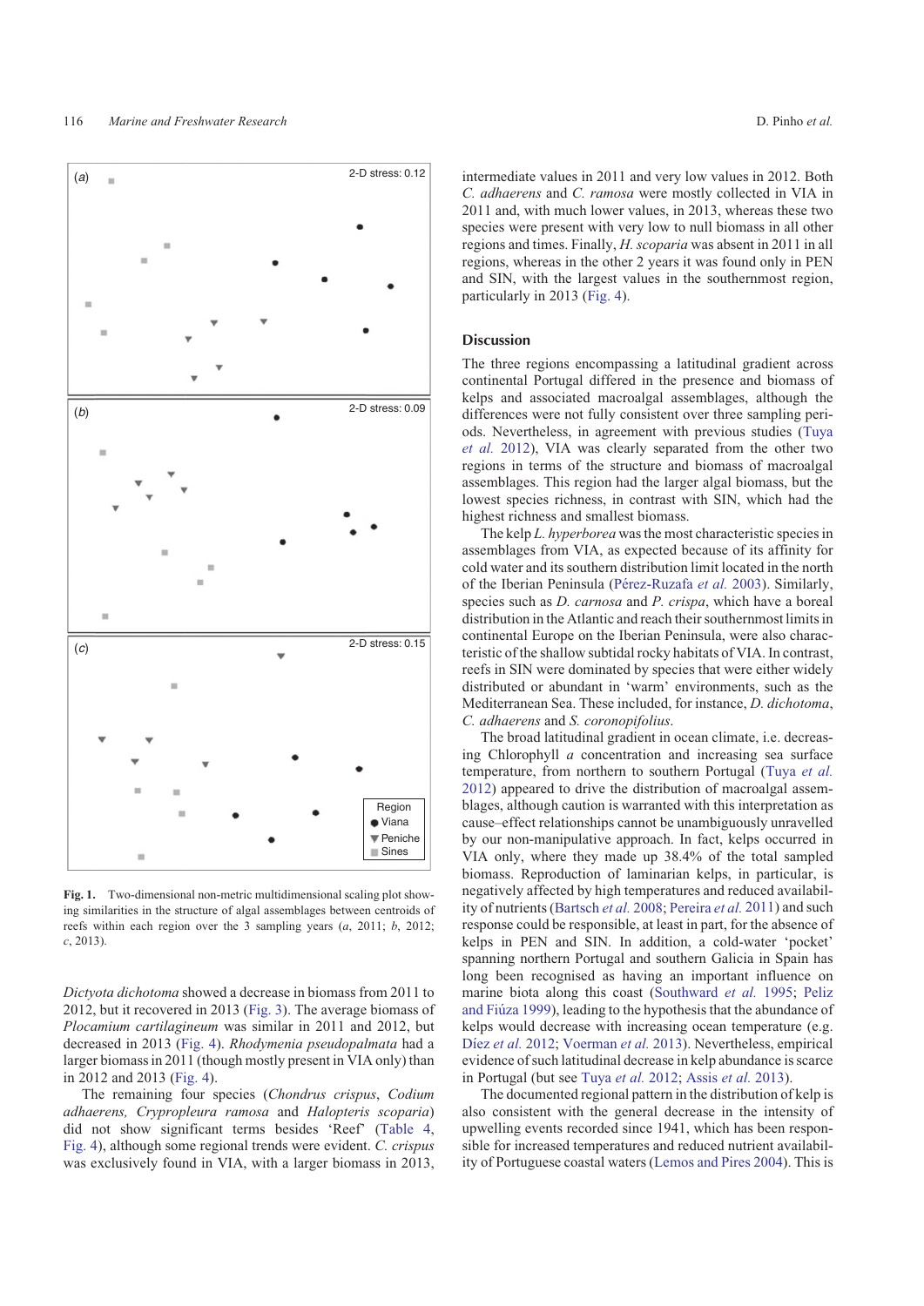(a) 2-D stress: 0.12

(b) 2-D stress: 0.09

(c) 2-D stress: 0.15

Region
Viana
Peniche
Sines

**Fig. 1.** Two-dimensional non-metric multidimensional scaling plot showing similarities in the structure of algal assemblages between centroids of reefs within each region over the 3 sampling years (*a*, 2011; *b*, 2012; *c*, 2013).

*Dictyota dichotoma* showed a decrease in biomass from 2011 to 2012, but it recovered in 2013 (Fig. 3). The average biomass of *Plocamium cartilagineum* was similar in 2011 and 2012, but decreased in 2013 (Fig. 4). *Rhodymenia pseudopalmata* had a larger biomass in 2011 (though mostly present in VIA only) than in 2012 and 2013 (Fig. 4).

The remaining four species (*Chondrus crispus*, *Codium adhaerens, Crypropleura ramosa* and *Halopteris scoparia*) did not show significant terms besides 'Reef' (Table 4, Fig. 4), although some regional trends were evident. *C. crispus* was exclusively found in VIA, with a larger biomass in 2013, intermediate values in 2011 and very low values in 2012. Both *C. adhaerens* and *C. ramosa* were mostly collected in VIA in 2011 and, with much lower values, in 2013, whereas these two species were present with very low to null biomass in all other regions and times. Finally, *H. scoparia* was absent in 2011 in all regions, whereas in the other 2 years it was found only in PEN and SIN, with the largest values in the southernmost region, particularly in 2013 (Fig. 4).

## Discussion

The three regions encompassing a latitudinal gradient across continental Portugal differed in the presence and biomass of kelps and associated macroalgal assemblages, although the differences were not fully consistent over three sampling periods. Nevertheless, in agreement with previous studies (Tuya *et al.* 2012), VIA was clearly separated from the other two regions in terms of the structure and biomass of macroalgal assemblages. This region had the larger algal biomass, but the lowest species richness, in contrast with SIN, which had the highest richness and smallest biomass.

The kelp *L. hyperborea* was the most characteristic species in assemblages from VIA, as expected because of its affinity for cold water and its southern distribution limit located in the north of the Iberian Peninsula (Pérez-Ruzafa *et al.* 2003). Similarly, species such as *D. carnosa* and *P. crispa*, which have a boreal distribution in the Atlantic and reach their southernmost limits in continental Europe on the Iberian Peninsula, were also characteristic of the shallow subtidal rocky habitats of VIA. In contrast, reefs in SIN were dominated by species that were either widely distributed or abundant in 'warm' environments, such as the Mediterranean Sea. These included, for instance, *D. dichotoma*, *C. adhaerens* and *S. coronopifolius*.

The broad latitudinal gradient in ocean climate, i.e. decreasing Chlorophyll *a* concentration and increasing sea surface temperature, from northern to southern Portugal (Tuya *et al.* 2012) appeared to drive the distribution of macroalgal assemblages, although caution is warranted with this interpretation as cause–effect relationships cannot be unambiguously unravelled by our non-manipulative approach. In fact, kelps occurred in VIA only, where they made up 38.4% of the total sampled biomass. Reproduction of laminarian kelps, in particular, is negatively affected by high temperatures and reduced availability of nutrients (Bartsch *et al.* 2008; Pereira *et al.* 2011) and such response could be responsible, at least in part, for the absence of kelps in PEN and SIN. In addition, a cold-water 'pocket' spanning northern Portugal and southern Galicia in Spain has long been recognised as having an important influence on marine biota along this coast (Southward *et al.* 1995; Peliz and Fiúza 1999), leading to the hypothesis that the abundance of kelps would decrease with increasing ocean temperature (e.g. Díez *et al.* 2012; Voerman *et al.* 2013). Nevertheless, empirical evidence of such latitudinal decrease in kelp abundance is scarce in Portugal (but see Tuya *et al.* 2012; Assis *et al.* 2013).

The documented regional pattern in the distribution of kelp is also consistent with the general decrease in the intensity of upwelling events recorded since 1941, which has been responsible for increased temperatures and reduced nutrient availability of Portuguese coastal waters (Lemos and Pires 2004). This is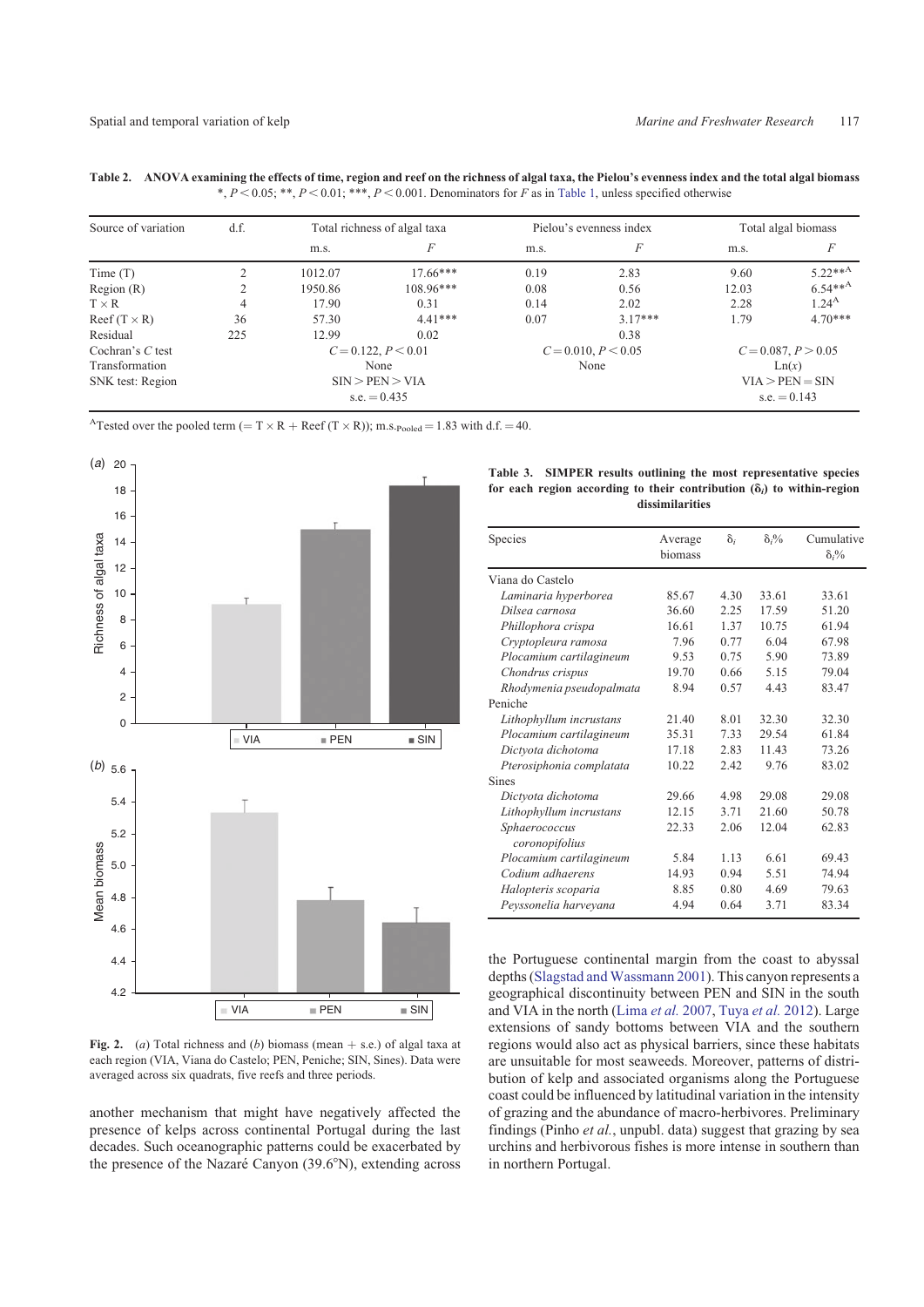**Table 2. ANOVA examining the effects of time, region and reef on the richness of algal taxa, the Pielou's evenness index and the total algal biomass**
*, $P < 0.05$; **, $P < 0.01$; ***, $P < 0.001$. Denominators for $F$ as in Table 1, unless specified otherwise

| Source of variation | d.f. | Total richness of algal taxa | | Pielou's evenness index | | Total algal biomass | |
|---|---|---|---|---|---|---|---|
| | | m.s. | $F$ | m.s. | $F$ | m.s. | $F$ |
| Time (T) | 2 | 1012.07 | 17.66*** | 0.19 | 2.83 | 9.60 | 5.22**[A] |
| Region (R) | 2 | 1950.86 | 108.96*** | 0.08 | 0.56 | 12.03 | 6.54**[A] |
| T × R | 4 | 17.90 | 0.31 | 0.14 | 2.02 | 2.28 | 1.24[A] |
| Reef (T × R) | 36 | 57.30 | 4.41*** | 0.07 | 3.17*** | 1.79 | 4.70*** |
| Residual | 225 | 12.99 | 0.02 | | 0.38 | | |
| Cochran's $C$ test | | $C = 0.122$, $P < 0.01$ | | $C = 0.010$, $P < 0.05$ | | $C = 0.087$, $P > 0.05$ | |
| Transformation | | None | | None | | Ln($x$) | |
| SNK test: Region | | SIN > PEN > VIA | | | | VIA > PEN = SIN | |
| | | s.e. = 0.435 | | | | s.e. = 0.143 | |

[A]Tested over the pooled term (= T × R + Reef (T × R)); $\text{m.s.}_{\text{Pooled}} = 1.83$ with d.f. = 40.

**Fig. 2.** (*a*) Total richness and (*b*) biomass (mean + s.e.) of algal taxa at each region (VIA, Viana do Castelo; PEN, Peniche; SIN, Sines). Data were averaged across six quadrats, five reefs and three periods.

**Table 3. SIMPER results outlining the most representative species for each region according to their contribution ($\delta_i$) to within-region dissimilarities**

| Species | Average biomass | $\delta_i$ | $\delta_i$% | Cumulative $\delta_i$% |
|---|---|---|---|---|
| Viana do Castelo | | | | |
| *Laminaria hyperborea* | 85.67 | 4.30 | 33.61 | 33.61 |
| *Dilsea carnosa* | 36.60 | 2.25 | 17.59 | 51.20 |
| *Phillophora crispa* | 16.61 | 1.37 | 10.75 | 61.94 |
| *Cryptopleura ramosa* | 7.96 | 0.77 | 6.04 | 67.98 |
| *Plocamium cartilagineum* | 9.53 | 0.75 | 5.90 | 73.89 |
| *Chondrus crispus* | 19.70 | 0.66 | 5.15 | 79.04 |
| *Rhodymenia pseudopalmata* | 8.94 | 0.57 | 4.43 | 83.47 |
| Peniche | | | | |
| *Lithophyllum incrustans* | 21.40 | 8.01 | 32.30 | 32.30 |
| *Plocamium cartilagineum* | 35.31 | 7.33 | 29.54 | 61.84 |
| *Dictyota dichotoma* | 17.18 | 2.83 | 11.43 | 73.26 |
| *Pterosiphonia complatata* | 10.22 | 2.42 | 9.76 | 83.02 |
| Sines | | | | |
| *Dictyota dichotoma* | 29.66 | 4.98 | 29.08 | 29.08 |
| *Lithophyllum incrustans* | 12.15 | 3.71 | 21.60 | 50.78 |
| *Sphaerococcus coronopifolius* | 22.33 | 2.06 | 12.04 | 62.83 |
| *Plocamium cartilagineum* | 5.84 | 1.13 | 6.61 | 69.43 |
| *Codium adhaerens* | 14.93 | 0.94 | 5.51 | 74.94 |
| *Halopteris scoparia* | 8.85 | 0.80 | 4.69 | 79.63 |
| *Peyssonelia harveyana* | 4.94 | 0.64 | 3.71 | 83.34 |

another mechanism that might have negatively affected the presence of kelps across continental Portugal during the last decades. Such oceanographic patterns could be exacerbated by the presence of the Nazaré Canyon (39.6°N), extending across the Portuguese continental margin from the coast to abyssal depths (Slagstad and Wassmann 2001). This canyon represents a geographical discontinuity between PEN and SIN in the south and VIA in the north (Lima *et al.* 2007, Tuya *et al.* 2012). Large extensions of sandy bottoms between VIA and the southern regions would also act as physical barriers, since these habitats are unsuitable for most seaweeds. Moreover, patterns of distribution of kelp and associated organisms along the Portuguese coast could be influenced by latitudinal variation in the intensity of grazing and the abundance of macro-herbivores. Preliminary findings (Pinho *et al.*, unpubl. data) suggest that grazing by sea urchins and herbivorous fishes is more intense in southern than in northern Portugal.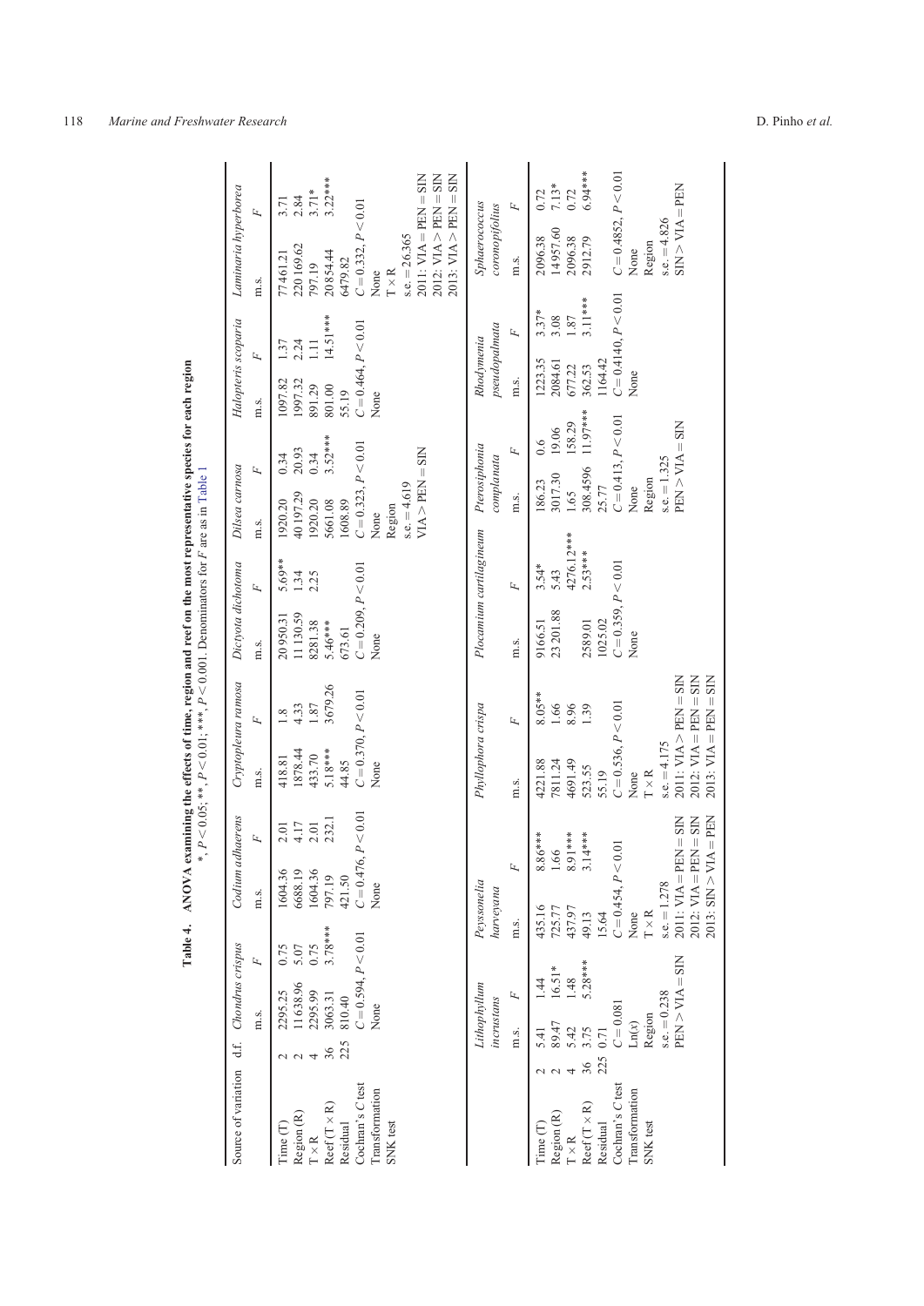**Table 4. ANOVA examining the effects of time, region and reef on the most representative species for each region**

*, $P < 0.05$; **, $P < 0.01$; ***, $P < 0.001$. Denominators for $F$ are as in Table 1

| Source of variation | d.f. | *Chondrus crispus* | | *Codium adhaerens* | | *Cryptopleura ramosa* | | *Dictyota dichotoma* | | *Dilsea carnosa* | | *Halopteris scoparia* | | *Laminaria hyperborea* | |
|---|---|---|---|---|---|---|---|---|---|---|---|---|---|---|---|
| | | m.s. | $F$ | m.s. | $F$ | m.s. | $F$ | m.s. | $F$ | m.s. | $F$ | m.s. | $F$ | m.s. | $F$ |
| Time (T) | 2 | 2295.25 | 0.75 | 1604.36 | 2.01 | 418.81 | 1.8 | 20 950.31 | 5.69** | 1920.20 | 0.34 | 1097.82 | 1.37 | 77 461.21 | 3.71 |
| Region (R) | 2 | 11 638.96 | 5.07 | 6688.19 | 4.17 | 1878.44 | 4.33 | 11 130.59 | 1.34 | 40 197.29 | 20.93 | 1997.32 | 2.24 | 220 169.62 | 2.84 |
| T × R | 4 | 2295.99 | 0.75 | 1604.36 | 2.01 | 433.70 | 1.87 | 8281.38 | 2.25 | 1920.20 | 0.34 | 891.29 | 1.11 | 797.19 | 3.71* |
| Reef (T × R) | 36 | 3063.31 | 3.78*** | 797.19 | 232.1 | 5.18*** | 3679.26 | 5.46*** | | 5661.08 | 3.52*** | 801.00 | 14.51*** | 20 854.44 | 3.22*** |
| Residual | 225 | 810.40 | | 421.50 | | 44.85 | | 673.61 | | 1608.89 | | 55.19 | | 6479.82 | |
| Cochran's $C$ test | | $C = 0.594$, $P < 0.01$ | | $C = 0.476$, $P < 0.01$ | | $C = 0.370$, $P < 0.01$ | | $C = 0.209$, $P < 0.01$ | | $C = 0.323$, $P < 0.01$ | | $C = 0.464$, $P < 0.01$ | | $C = 0.332$, $P < 0.01$ | |
| Transformation | | None | | None | | None | | None | | None | | None | | None | |
| SNK test | | | | | | | | | | Region<br>s.e. = 4.619<br>VIA > PEN = SIN | | | | T × R<br>s.e. = 26.365<br>2011: VIA = PEN = SIN<br>2012: VIA > PEN = SIN<br>2013: VIA > PEN = SIN | |

| Source of variation | d.f. | *Lithophyllum incrustans* | | *Peyssonelia harveyana* | | *Phyllophora crispa* | | *Plocamium cartilagineum* | | *Pterosiphonia complanata* | | *Rhodymenia pseudopalmata* | | *Sphaerococcus coronopifolius* | |
|---|---|---|---|---|---|---|---|---|---|---|---|---|---|---|---|
| | | m.s. | $F$ | m.s. | $F$ | m.s. | $F$ | m.s. | $F$ | m.s. | $F$ | m.s. | $F$ | m.s. | $F$ |
| Time (T) | 2 | 5.41 | 1.44 | 435.16 | 8.86*** | 4221.88 | 8.05** | 9166.51 | 3.54* | 186.23 | 0.6 | 1223.35 | 3.37* | 2096.38 | 0.72 |
| Region (R) | 2 | 89.47 | 16.51* | 725.77 | 1.66 | 7811.24 | 1.66 | 23 201.88 | 5.43 | 3017.30 | 19.06 | 2084.61 | 3.08 | 14 957.60 | 7.13* |
| T × R | 4 | 5.42 | 1.48 | 437.97 | 8.91*** | 4691.49 | 8.96 | | 4276.12*** | 1.65 | 158.29 | 677.22 | 1.87 | 2096.38 | 0.72 |
| Reef (T × R) | 36 | 3.75 | 5.28*** | 49.13 | 3.14*** | 523.55 | 1.39 | 2589.01 | 2.53*** | 308.4596 | 11.97*** | 362.53 | 3.11*** | 2912.79 | 6.94*** |
| Residual | 225 | 0.71 | | 15.64 | | 55.19 | | 1025.02 | | 25.77 | | 1164.42 | | | |
| Cochran's $C$ test | | $C = 0.081$ | | $C = 0.454$, $P < 0.01$ | | $C = 0.536$, $P < 0.01$ | | $C = 0.359$, $P < 0.01$ | | $C = 0.413$, $P < 0.01$ | | $C = 0.4140$, $P < 0.01$ | | $C = 0.4852$, $P < 0.01$ | |
| Transformation | | Ln(x) | | None | | None | | None | | None | | None | | None | |
| SNK test | | Region<br>s.e. = 0.238<br>PEN > VIA = SIN | | T × R<br>s.e. = 1.278<br>2011: VIA = PEN = SIN<br>2012: VIA = PEN = SIN<br>2013: SIN > VIA = PEN | | T × R<br>s.e. = 4.175<br>2011: VIA > PEN = SIN<br>2012: VIA = PEN = SIN<br>2013: VIA = PEN = SIN | | | | Region<br>s.e. = 1.325<br>PEN > VIA = SIN | | | | Region<br>s.e. = 4.826<br>SIN > VIA = PEN | |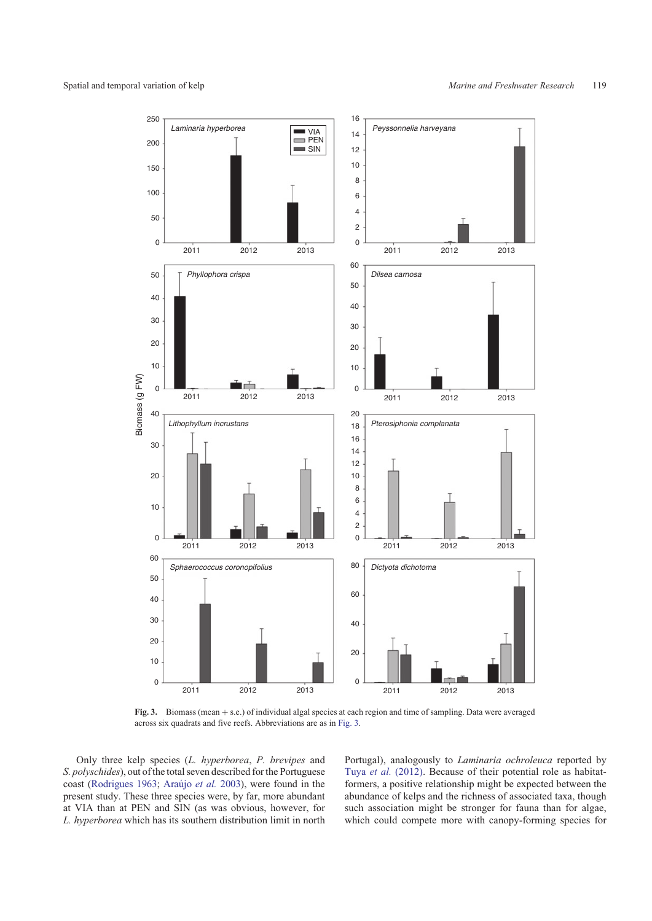**Fig. 3.** Biomass (mean + s.e.) of individual algal species at each region and time of sampling. Data were averaged across six quadrats and five reefs. Abbreviations are as in Fig. 3.

Only three kelp species (*L. hyperborea*, *P. brevipes* and *S. polyschides*), out of the total seven described for the Portuguese coast (Rodrigues 1963; Araújo *et al.* 2003), were found in the present study. These three species were, by far, more abundant at VIA than at PEN and SIN (as was obvious, however, for *L. hyperborea* which has its southern distribution limit in north Portugal), analogously to *Laminaria ochroleuca* reported by Tuya *et al.* (2012). Because of their potential role as habitat-formers, a positive relationship might be expected between the abundance of kelps and the richness of associated taxa, though such association might be stronger for fauna than for algae, which could compete more with canopy-forming species for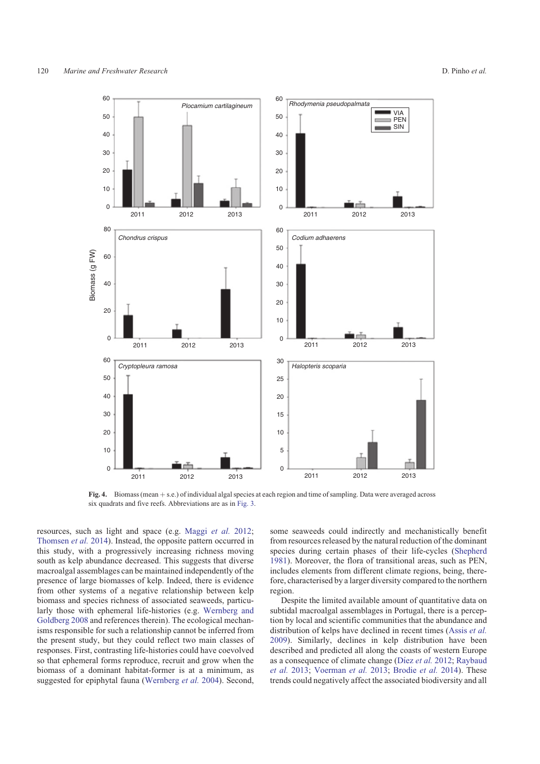Fig. 4. Biomass (mean + s.e.) of individual algal species at each region and time of sampling. Data were averaged across six quadrats and five reefs. Abbreviations are as in Fig. 3.

resources, such as light and space (e.g. Maggi *et al.* 2012; Thomsen *et al.* 2014). Instead, the opposite pattern occurred in this study, with a progressively increasing richness moving south as kelp abundance decreased. This suggests that diverse macroalgal assemblages can be maintained independently of the presence of large biomasses of kelp. Indeed, there is evidence from other systems of a negative relationship between kelp biomass and species richness of associated seaweeds, particularly those with ephemeral life-histories (e.g. Wernberg and Goldberg 2008 and references therein). The ecological mechanisms responsible for such a relationship cannot be inferred from the present study, but they could reflect two main classes of responses. First, contrasting life-histories could have coevolved so that ephemeral forms reproduce, recruit and grow when the biomass of a dominant habitat-former is at a minimum, as suggested for epiphytal fauna (Wernberg *et al.* 2004). Second, some seaweeds could indirectly and mechanistically benefit from resources released by the natural reduction of the dominant species during certain phases of their life-cycles (Shepherd 1981). Moreover, the flora of transitional areas, such as PEN, includes elements from different climate regions, being, therefore, characterised by a larger diversity compared to the northern region.

Despite the limited available amount of quantitative data on subtidal macroalgal assemblages in Portugal, there is a perception by local and scientific communities that the abundance and distribution of kelps have declined in recent times (Assis *et al.* 2009). Similarly, declines in kelp distribution have been described and predicted all along the coasts of western Europe as a consequence of climate change (Díez *et al.* 2012; Raybaud *et al.* 2013; Voerman *et al.* 2013; Brodie *et al.* 2014). These trends could negatively affect the associated biodiversity and all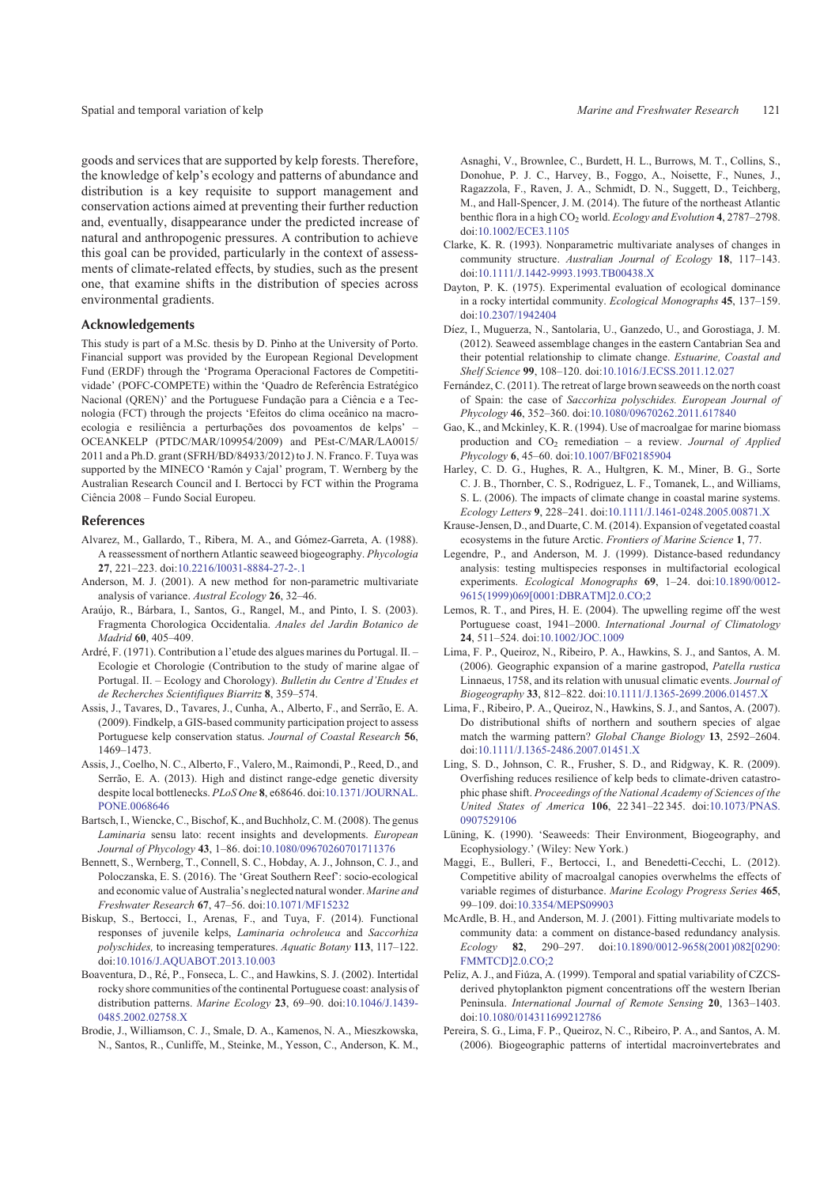goods and services that are supported by kelp forests. Therefore, the knowledge of kelp's ecology and patterns of abundance and distribution is a key requisite to support management and conservation actions aimed at preventing their further reduction and, eventually, disappearance under the predicted increase of natural and anthropogenic pressures. A contribution to achieve this goal can be provided, particularly in the context of assessments of climate-related effects, by studies, such as the present one, that examine shifts in the distribution of species across environmental gradients.

## Acknowledgements

This study is part of a M.Sc. thesis by D. Pinho at the University of Porto. Financial support was provided by the European Regional Development Fund (ERDF) through the 'Programa Operacional Factores de Competitividade' (POFC-COMPETE) within the 'Quadro de Referência Estratégico Nacional (QREN)' and the Portuguese Fundação para a Ciência e a Tecnologia (FCT) through the projects 'Efeitos do clima oceânico na macroecologia e resiliência a perturbações dos povoamentos de kelps' – OCEANKELP (PTDC/MAR/109954/2009) and PEst-C/MAR/LA0015/2011 and a Ph.D. grant (SFRH/BD/84933/2012) to J. N. Franco. F. Tuya was supported by the MINECO 'Ramón y Cajal' program, T. Wernberg by the Australian Research Council and I. Bertocci by FCT within the Programa Ciência 2008 – Fundo Social Europeu.

## References

Alvarez, M., Gallardo, T., Ribera, M. A., and Gómez-Garreta, A. (1988). A reassessment of northern Atlantic seaweed biogeography. *Phycologia* **27**, 221–223. doi:10.2216/I0031-8884-27-2-.1

Anderson, M. J. (2001). A new method for non-parametric multivariate analysis of variance. *Austral Ecology* **26**, 32–46.

Araújo, R., Bárbara, I., Santos, G., Rangel, M., and Pinto, I. S. (2003). Fragmenta Chorologica Occidentalia. *Anales del Jardin Botanico de Madrid* **60**, 405–409.

Ardré, F. (1971). Contribution a l'etude des algues marines du Portugal. II. – Ecologie et Chorologie (Contribution to the study of marine algae of Portugal. II. – Ecology and Chorology). *Bulletin du Centre d'Etudes et de Recherches Scientifiques Biarritz* **8**, 359–574.

Assis, J., Tavares, D., Tavares, J., Cunha, A., Alberto, F., and Serrão, E. A. (2009). Findkelp, a GIS-based community participation project to assess Portuguese kelp conservation status. *Journal of Coastal Research* **56**, 1469–1473.

Assis, J., Coelho, N. C., Alberto, F., Valero, M., Raimondi, P., Reed, D., and Serrão, E. A. (2013). High and distinct range-edge genetic diversity despite local bottlenecks. *PLoS One* **8**, e68646. doi:10.1371/JOURNAL.PONE.0068646

Bartsch, I., Wiencke, C., Bischof, K., and Buchholz, C. M. (2008). The genus *Laminaria* sensu lato: recent insights and developments. *European Journal of Phycology* **43**, 1–86. doi:10.1080/09670260701711376

Bennett, S., Wernberg, T., Connell, S. C., Hobday, A. J., Johnson, C. J., and Poloczanska, E. S. (2016). The 'Great Southern Reef': socio-ecological and economic value of Australia's neglected natural wonder. *Marine and Freshwater Research* **67**, 47–56. doi:10.1071/MF15232

Biskup, S., Bertocci, I., Arenas, F., and Tuya, F. (2014). Functional responses of juvenile kelps, *Laminaria ochroleuca* and *Saccorhiza polyschides,* to increasing temperatures. *Aquatic Botany* **113**, 117–122. doi:10.1016/J.AQUABOT.2013.10.003

Boaventura, D., Ré, P., Fonseca, L. C., and Hawkins, S. J. (2002). Intertidal rocky shore communities of the continental Portuguese coast: analysis of distribution patterns. *Marine Ecology* **23**, 69–90. doi:10.1046/J.1439-0485.2002.02758.X

Brodie, J., Williamson, C. J., Smale, D. A., Kamenos, N. A., Mieszkowska, N., Santos, R., Cunliffe, M., Steinke, M., Yesson, C., Anderson, K. M., Asnaghi, V., Brownlee, C., Burdett, H. L., Burrows, M. T., Collins, S., Donohue, P. J. C., Harvey, B., Foggo, A., Noisette, F., Nunes, J., Ragazzola, F., Raven, J. A., Schmidt, D. N., Suggett, D., Teichberg, M., and Hall-Spencer, J. M. (2014). The future of the northeast Atlantic benthic flora in a high $CO_2$ world. *Ecology and Evolution* **4**, 2787–2798. doi:10.1002/ECE3.1105

Clarke, K. R. (1993). Nonparametric multivariate analyses of changes in community structure. *Australian Journal of Ecology* **18**, 117–143. doi:10.1111/J.1442-9993.1993.TB00438.X

Dayton, P. K. (1975). Experimental evaluation of ecological dominance in a rocky intertidal community. *Ecological Monographs* **45**, 137–159. doi:10.2307/1942404

Díez, I., Muguerza, N., Santolaria, U., Ganzedo, U., and Gorostiaga, J. M. (2012). Seaweed assemblage changes in the eastern Cantabrian Sea and their potential relationship to climate change. *Estuarine, Coastal and Shelf Science* **99**, 108–120. doi:10.1016/J.ECSS.2011.12.027

Fernández, C. (2011). The retreat of large brown seaweeds on the north coast of Spain: the case of *Saccorhiza polyschides. European Journal of Phycology* **46**, 352–360. doi:10.1080/09670262.2011.617840

Gao, K., and Mckinley, K. R. (1994). Use of macroalgae for marine biomass production and $CO_2$ remediation – a review. *Journal of Applied Phycology* **6**, 45–60. doi:10.1007/BF02185904

Harley, C. D. G., Hughes, R. A., Hultgren, K. M., Miner, B. G., Sorte C. J. B., Thornber, C. S., Rodriguez, L. F., Tomanek, L., and Williams, S. L. (2006). The impacts of climate change in coastal marine systems. *Ecology Letters* **9**, 228–241. doi:10.1111/J.1461-0248.2005.00871.X

Krause-Jensen, D., and Duarte, C. M. (2014). Expansion of vegetated coastal ecosystems in the future Arctic. *Frontiers of Marine Science* **1**, 77.

Legendre, P., and Anderson, M. J. (1999). Distance-based redundancy analysis: testing multispecies responses in multifactorial ecological experiments. *Ecological Monographs* **69**, 1–24. doi:10.1890/0012-9615(1999)069[0001:DBRATM]2.0.CO;2

Lemos, R. T., and Pires, H. E. (2004). The upwelling regime off the west Portuguese coast, 1941–2000. *International Journal of Climatology* **24**, 511–524. doi:10.1002/JOC.1009

Lima, F. P., Queiroz, N., Ribeiro, P. A., Hawkins, S. J., and Santos, A. M. (2006). Geographic expansion of a marine gastropod, *Patella rustica* Linnaeus, 1758, and its relation with unusual climatic events. *Journal of Biogeography* **33**, 812–822. doi:10.1111/J.1365-2699.2006.01457.X

Lima, F., Ribeiro, P. A., Queiroz, N., Hawkins, S. J., and Santos, A. (2007). Do distributional shifts of northern and southern species of algae match the warming pattern? *Global Change Biology* **13**, 2592–2604. doi:10.1111/J.1365-2486.2007.01451.X

Ling, S. D., Johnson, C. R., Frusher, S. D., and Ridgway, K. R. (2009). Overfishing reduces resilience of kelp beds to climate-driven catastrophic phase shift. *Proceedings of the National Academy of Sciences of the United States of America* **106**, 22 341–22 345. doi:10.1073/PNAS.0907529106

Lüning, K. (1990). 'Seaweeds: Their Environment, Biogeography, and Ecophysiology.' (Wiley: New York.)

Maggi, E., Bulleri, F., Bertocci, I., and Benedetti-Cecchi, L. (2012). Competitive ability of macroalgal canopies overwhelms the effects of variable regimes of disturbance. *Marine Ecology Progress Series* **465**, 99–109. doi:10.3354/MEPS09903

McArdle, B. H., and Anderson, M. J. (2001). Fitting multivariate models to community data: a comment on distance-based redundancy analysis. *Ecology* **82**, 290–297. doi:10.1890/0012-9658(2001)082[0290:FMMTCD]2.0.CO;2

Peliz, A. J., and Fiúza, A. (1999). Temporal and spatial variability of CZCS-derived phytoplankton pigment concentrations off the western Iberian Peninsula. *International Journal of Remote Sensing* **20**, 1363–1403. doi:10.1080/014311699212786

Pereira, S. G., Lima, F. P., Queiroz, N. C., Ribeiro, P. A., and Santos, A. M. (2006). Biogeographic patterns of intertidal macroinvertebrates and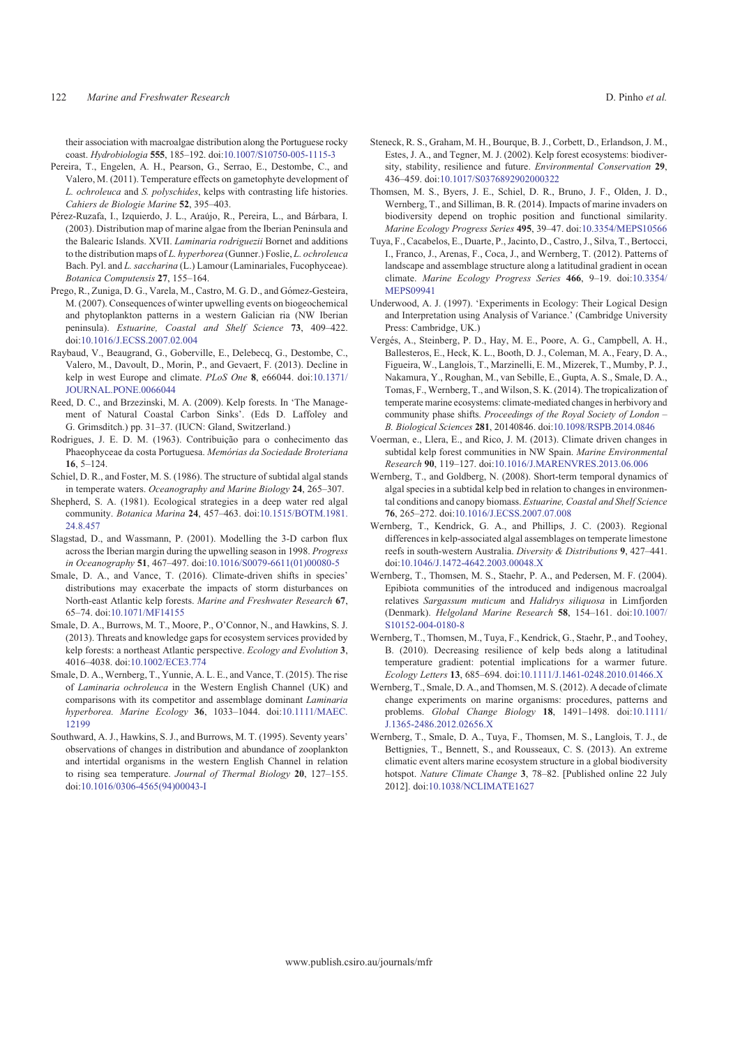their association with macroalgae distribution along the Portuguese rocky coast. *Hydrobiologia* **555**, 185–192. doi:10.1007/S10750-005-1115-3

Pereira, T., Engelen, A. H., Pearson, G., Serrao, E., Destombe, C., and Valero, M. (2011). Temperature effects on gametophyte development of *L. ochroleuca* and *S. polyschides*, kelps with contrasting life histories. *Cahiers de Biologie Marine* **52**, 395–403.

Pérez-Ruzafa, I., Izquierdo, J. L., Araújo, R., Pereira, L., and Bárbara, I. (2003). Distribution map of marine algae from the Iberian Peninsula and the Balearic Islands. XVII. *Laminaria rodriguezii* Bornet and additions to the distribution maps of *L. hyperborea* (Gunner.) Foslie, *L. ochroleuca* Bach. Pyl. and *L. saccharina* (L.) Lamour (Laminariales, Fucophyceae). *Botanica Computensis* **27**, 155–164.

Prego, R., Zuniga, D. G., Varela, M., Castro, M. G. D., and Gómez-Gesteira, M. (2007). Consequences of winter upwelling events on biogeochemical and phytoplankton patterns in a western Galician ria (NW Iberian peninsula). *Estuarine, Coastal and Shelf Science* **73**, 409–422. doi:10.1016/J.ECSS.2007.02.004

Raybaud, V., Beaugrand, G., Goberville, E., Delebecq, G., Destombe, C., Valero, M., Davoult, D., Morin, P., and Gevaert, F. (2013). Decline in kelp in west Europe and climate. *PLoS One* **8**, e66044. doi:10.1371/JOURNAL.PONE.0066044

Reed, D. C., and Brzezinski, M. A. (2009). Kelp forests. In 'The Management of Natural Coastal Carbon Sinks'. (Eds D. Laffoley and G. Grimsditch.) pp. 31–37. (IUCN: Gland, Switzerland.)

Rodrigues, J. E. D. M. (1963). Contribuição para o conhecimento das Phaeophyceae da costa Portuguesa. *Memórias da Sociedade Broteriana* **16**, 5–124.

Schiel, D. R., and Foster, M. S. (1986). The structure of subtidal algal stands in temperate waters. *Oceanography and Marine Biology* **24**, 265–307.

Shepherd, S. A. (1981). Ecological strategies in a deep water red algal community. *Botanica Marina* **24**, 457–463. doi:10.1515/BOTM.1981.24.8.457

Slagstad, D., and Wassmann, P. (2001). Modelling the 3-D carbon flux across the Iberian margin during the upwelling season in 1998. *Progress in Oceanography* **51**, 467–497. doi:10.1016/S0079-6611(01)00080-5

Smale, D. A., and Vance, T. (2016). Climate-driven shifts in species' distributions may exacerbate the impacts of storm disturbances on North-east Atlantic kelp forests. *Marine and Freshwater Research* **67**, 65–74. doi:10.1071/MF14155

Smale, D. A., Burrows, M. T., Moore, P., O'Connor, N., and Hawkins, S. J. (2013). Threats and knowledge gaps for ecosystem services provided by kelp forests: a northeast Atlantic perspective. *Ecology and Evolution* **3**, 4016–4038. doi:10.1002/ECE3.774

Smale, D. A., Wernberg, T., Yunnie, A. L. E., and Vance, T. (2015). The rise of *Laminaria ochroleuca* in the Western English Channel (UK) and comparisons with its competitor and assemblage dominant *Laminaria hyperborea*. *Marine Ecology* **36**, 1033–1044. doi:10.1111/MAEC.12199

Southward, A. J., Hawkins, S. J., and Burrows, M. T. (1995). Seventy years' observations of changes in distribution and abundance of zooplankton and intertidal organisms in the western English Channel in relation to rising sea temperature. *Journal of Thermal Biology* **20**, 127–155. doi:10.1016/0306-4565(94)00043-I

Steneck, R. S., Graham, M. H., Bourque, B. J., Corbett, D., Erlandson, J. M., Estes, J. A., and Tegner, M. J. (2002). Kelp forest ecosystems: biodiversity, stability, resilience and future. *Environmental Conservation* **29**, 436–459. doi:10.1017/S0376892902000322

Thomsen, M. S., Byers, J. E., Schiel, D. R., Bruno, J. F., Olden, J. D., Wernberg, T., and Silliman, B. R. (2014). Impacts of marine invaders on biodiversity depend on trophic position and functional similarity. *Marine Ecology Progress Series* **495**, 39–47. doi:10.3354/MEPS10566

Tuya, F., Cacabelos, E., Duarte, P., Jacinto, D., Castro, J., Silva, T., Bertocci, I., Franco, J., Arenas, F., Coca, J., and Wernberg, T. (2012). Patterns of landscape and assemblage structure along a latitudinal gradient in ocean climate. *Marine Ecology Progress Series* **466**, 9–19. doi:10.3354/MEPS09941

Underwood, A. J. (1997). 'Experiments in Ecology: Their Logical Design and Interpretation using Analysis of Variance.' (Cambridge University Press: Cambridge, UK.)

Vergés, A., Steinberg, P. D., Hay, M. E., Poore, A. G., Campbell, A. H., Ballesteros, E., Heck, K. L., Booth, D. J., Coleman, M. A., Feary, D. A., Figueira, W., Langlois, T., Marzinelli, E. M., Mizerek, T., Mumby, P. J., Nakamura, Y., Roughan, M., van Sebille, E., Gupta, A. S., Smale, D. A., Tomas, F., Wernberg, T., and Wilson, S. K. (2014). The tropicalization of temperate marine ecosystems: climate-mediated changes in herbivory and community phase shifts. *Proceedings of the Royal Society of London – B. Biological Sciences* **281**, 20140846. doi:10.1098/RSPB.2014.0846

Voerman, e., Llera, E., and Rico, J. M. (2013). Climate driven changes in subtidal kelp forest communities in NW Spain. *Marine Environmental Research* **90**, 119–127. doi:10.1016/J.MARENVRES.2013.06.006

Wernberg, T., and Goldberg, N. (2008). Short-term temporal dynamics of algal species in a subtidal kelp bed in relation to changes in environmental conditions and canopy biomass. *Estuarine, Coastal and Shelf Science* **76**, 265–272. doi:10.1016/J.ECSS.2007.07.008

Wernberg, T., Kendrick, G. A., and Phillips, J. C. (2003). Regional differences in kelp-associated algal assemblages on temperate limestone reefs in south-western Australia. *Diversity & Distributions* **9**, 427–441. doi:10.1046/J.1472-4642.2003.00048.X

Wernberg, T., Thomsen, M. S., Staehr, P. A., and Pedersen, M. F. (2004). Epibiota communities of the introduced and indigenous macroalgal relatives *Sargassum muticum* and *Halidrys siliquosa* in Limfjorden (Denmark). *Helgoland Marine Research* **58**, 154–161. doi:10.1007/S10152-004-0180-8

Wernberg, T., Thomsen, M., Tuya, F., Kendrick, G., Staehr, P., and Toohey, B. (2010). Decreasing resilience of kelp beds along a latitudinal temperature gradient: potential implications for a warmer future. *Ecology Letters* **13**, 685–694. doi:10.1111/J.1461-0248.2010.01466.X

Wernberg, T., Smale, D. A., and Thomsen, M. S. (2012). A decade of climate change experiments on marine organisms: procedures, patterns and problems. *Global Change Biology* **18**, 1491–1498. doi:10.1111/J.1365-2486.2012.02656.X

Wernberg, T., Smale, D. A., Tuya, F., Thomsen, M. S., Langlois, T. J., de Bettignies, T., Bennett, S., and Rousseaux, C. S. (2013). An extreme climatic event alters marine ecosystem structure in a global biodiversity hotspot. *Nature Climate Change* **3**, 78–82. [Published online 22 July 2012]. doi:10.1038/NCLIMATE1627